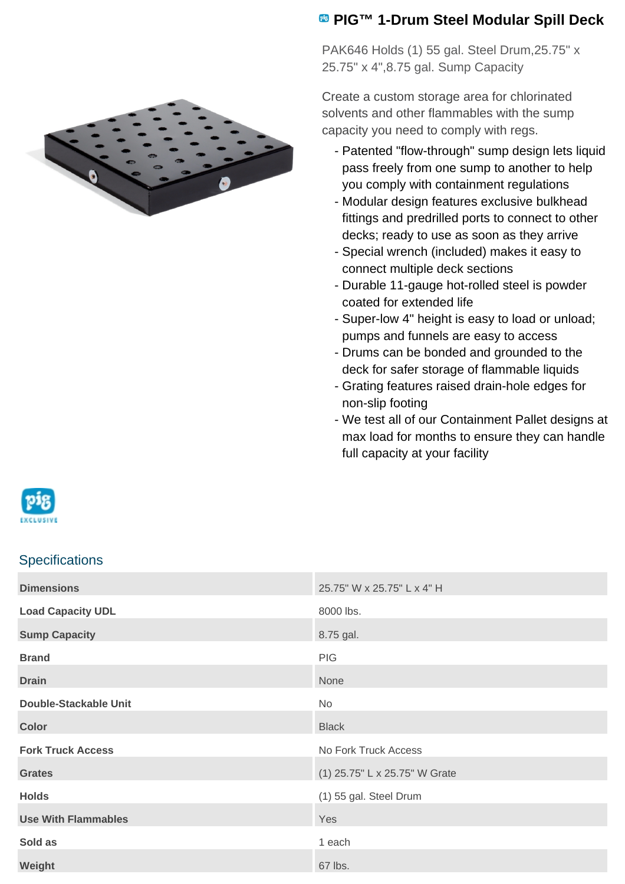# PIG™ 1-Drum Steel Modular Spill Deck

PAK646 Holds (1) 55 gal. Steel Drum,25.75" x 25.75" x 4",8.75 gal. Sump Capacity

Create a custom storage area for chlorinated solvents and other flammables with the sump capacity you need to comply with regs.

- Patented "flow-through" sump design lets liquid pass freely from one sump to another to help you comply with containment regulations
- Modular design features exclusive bulkhead fittings and predrilled ports to connect to other decks; ready to use as soon as they arrive
- Special wrench (included) makes it easy to connect multiple deck sections
- Durable 11-gauge hot-rolled steel is powder coated for extended life
- Super-low 4" height is easy to load or unload; pumps and funnels are easy to access
- Drums can be bonded and grounded to the deck for safer storage of flammable liquids
- Grating features raised drain-hole edges for non-slip footing
- We test all of our Containment Pallet designs at max load for months to ensure they can handle full capacity at your facility

## Specifications

| | |
|---|---|
| **Dimensions** | 25.75" W x 25.75" L x 4" H |
| **Load Capacity UDL** | 8000 lbs. |
| **Sump Capacity** | 8.75 gal. |
| **Brand** | PIG |
| **Drain** | None |
| **Double-Stackable Unit** | No |
| **Color** | Black |
| **Fork Truck Access** | No Fork Truck Access |
| **Grates** | (1) 25.75" L x 25.75" W Grate |
| **Holds** | (1) 55 gal. Steel Drum |
| **Use With Flammables** | Yes |
| **Sold as** | 1 each |
| **Weight** | 67 lbs. |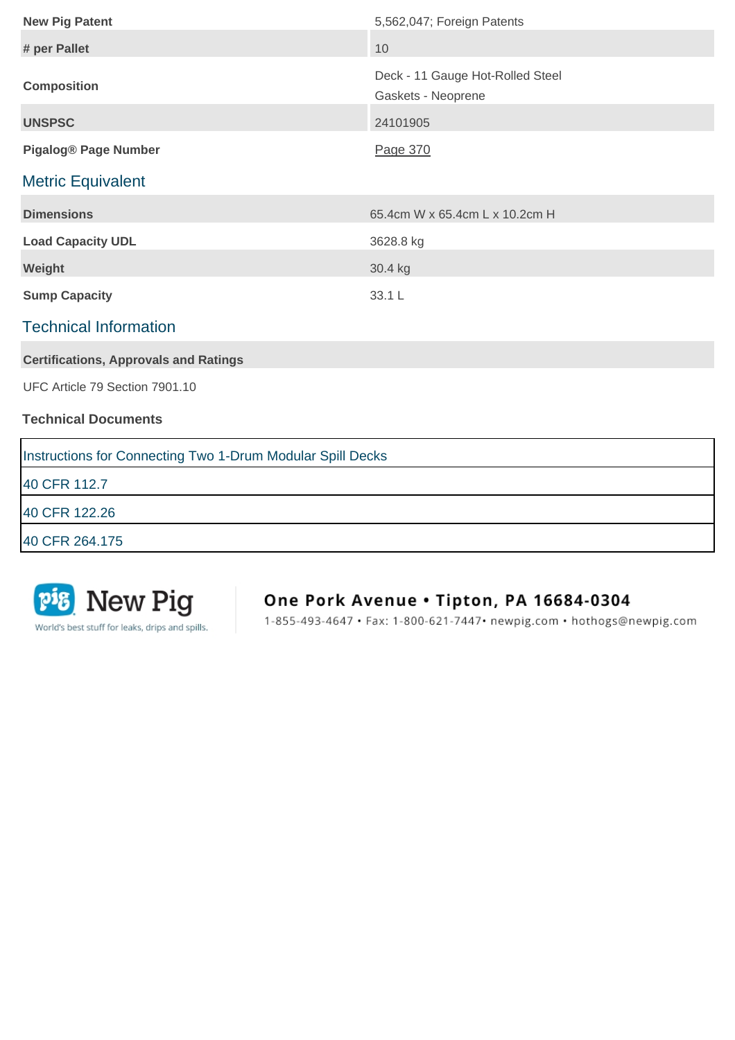| | |
|---|---|
| **New Pig Patent** | 5,562,047; Foreign Patents |
| **# per Pallet** | 10 |
| **Composition** | Deck - 11 Gauge Hot-Rolled Steel<br>Gaskets - Neoprene |
| **UNSPSC** | 24101905 |
| **Pigalog® Page Number** | Page 370 |

## Metric Equivalent

| | |
|---|---|
| **Dimensions** | 65.4cm W x 65.4cm L x 10.2cm H |
| **Load Capacity UDL** | 3628.8 kg |
| **Weight** | 30.4 kg |
| **Sump Capacity** | 33.1 L |

## Technical Information

**Certifications, Approvals and Ratings**

UFC Article 79 Section 7901.10

### Technical Documents

| |
|---|
| Instructions for Connecting Two 1-Drum Modular Spill Decks |
| 40 CFR 112.7 |
| 40 CFR 122.26 |
| 40 CFR 264.175 |

New Pig
World's best stuff for leaks, drips and spills.

**One Pork Avenue • Tipton, PA 16684-0304**

1-855-493-4647 • Fax: 1-800-621-7447• newpig.com • hothogs@newpig.com